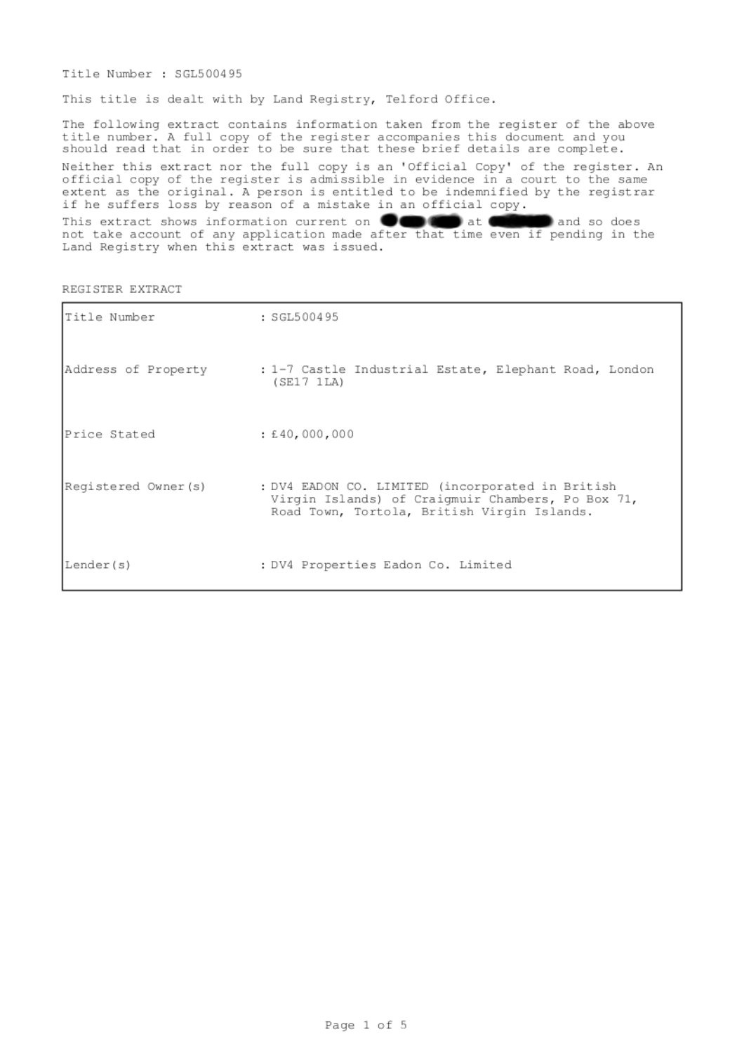Title Number : SGL500495

This title is dealt with by Land Registry, Telford Office.

The following extract contains information taken from the register of the above title number. A full copy of the register accompanies this document and you should read that in order to be sure that these brief details are complete.

Neither this extract nor the full copy is an 'Official Copy' of the register. An official copy of the register is admissible in evidence in a court to the same extent as the original. A person is entitled to be indemnified by the registrar if he suffers loss by reason of a mistake in an official copy.

This extract shows information current on [redacted] at [redacted] and so does not take account of any application made after that time even if pending in the Land Registry when this extract was issued.

REGISTER EXTRACT

| | |
|---|---|
| Title Number | : SGL500495 |
| Address of Property | : 1-7 Castle Industrial Estate, Elephant Road, London (SE17 1LA) |
| Price Stated | : £40,000,000 |
| Registered Owner(s) | : DV4 EADON CO. LIMITED (incorporated in British Virgin Islands) of Craigmuir Chambers, Po Box 71, Road Town, Tortola, British Virgin Islands. |
| Lender(s) | : DV4 Properties Eadon Co. Limited |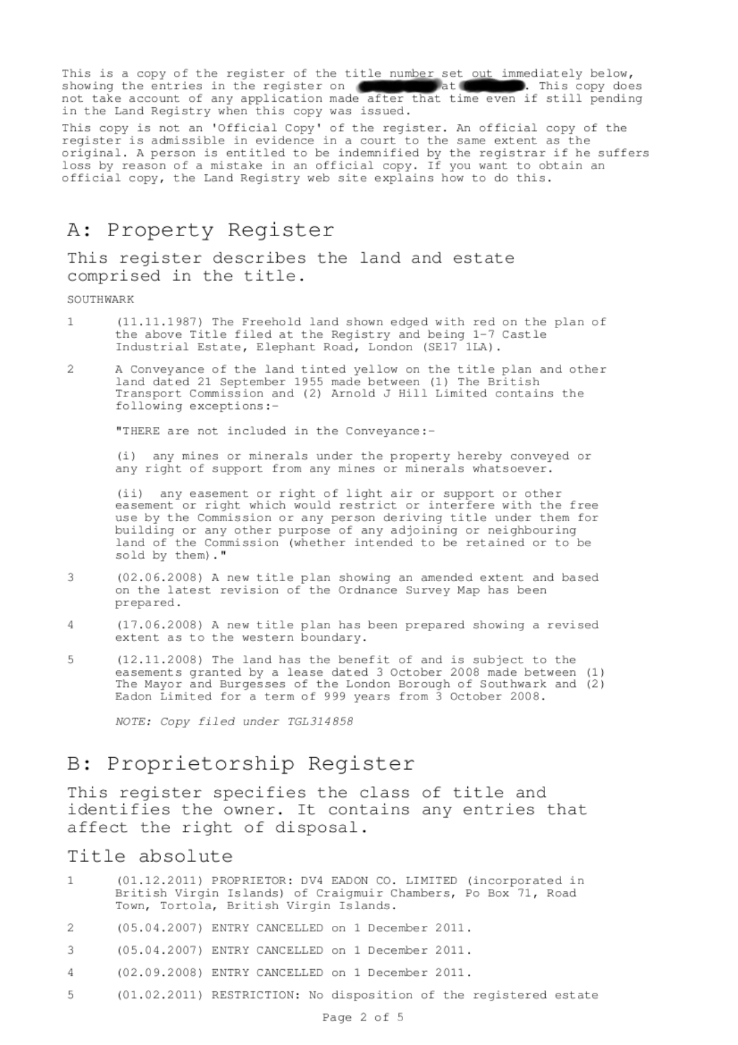This is a copy of the register of the title number set out immediately below, showing the entries in the register on [redacted] at [redacted]. This copy does not take account of any application made after that time even if still pending in the Land Registry when this copy was issued.

This copy is not an 'Official Copy' of the register. An official copy of the register is admissible in evidence in a court to the same extent as the original. A person is entitled to be indemnified by the registrar if he suffers loss by reason of a mistake in an official copy. If you want to obtain an official copy, the Land Registry web site explains how to do this.

# A: Property Register

## This register describes the land and estate comprised in the title.

SOUTHWARK

1 (11.11.1987) The Freehold land shown edged with red on the plan of the above Title filed at the Registry and being 1-7 Castle Industrial Estate, Elephant Road, London (SE17 1LA).

2 A Conveyance of the land tinted yellow on the title plan and other land dated 21 September 1955 made between (1) The British Transport Commission and (2) Arnold J Hill Limited contains the following exceptions:-

"THERE are not included in the Conveyance:-

(i) any mines or minerals under the property hereby conveyed or any right of support from any mines or minerals whatsoever.

(ii) any easement or right of light air or support or other easement or right which would restrict or interfere with the free use by the Commission or any person deriving title under them for building or any other purpose of any adjoining or neighbouring land of the Commission (whether intended to be retained or to be sold by them)."

3 (02.06.2008) A new title plan showing an amended extent and based on the latest revision of the Ordnance Survey Map has been prepared.

4 (17.06.2008) A new title plan has been prepared showing a revised extent as to the western boundary.

5 (12.11.2008) The land has the benefit of and is subject to the easements granted by a lease dated 3 October 2008 made between (1) The Mayor and Burgesses of the London Borough of Southwark and (2) Eadon Limited for a term of 999 years from 3 October 2008.

*NOTE: Copy filed under TGL314858*

# B: Proprietorship Register

## This register specifies the class of title and identifies the owner. It contains any entries that affect the right of disposal.

### Title absolute

1 (01.12.2011) PROPRIETOR: DV4 EADON CO. LIMITED (incorporated in British Virgin Islands) of Craigmuir Chambers, Po Box 71, Road Town, Tortola, British Virgin Islands.

2 (05.04.2007) ENTRY CANCELLED on 1 December 2011.

3 (05.04.2007) ENTRY CANCELLED on 1 December 2011.

4 (02.09.2008) ENTRY CANCELLED on 1 December 2011.

5 (01.02.2011) RESTRICTION: No disposition of the registered estate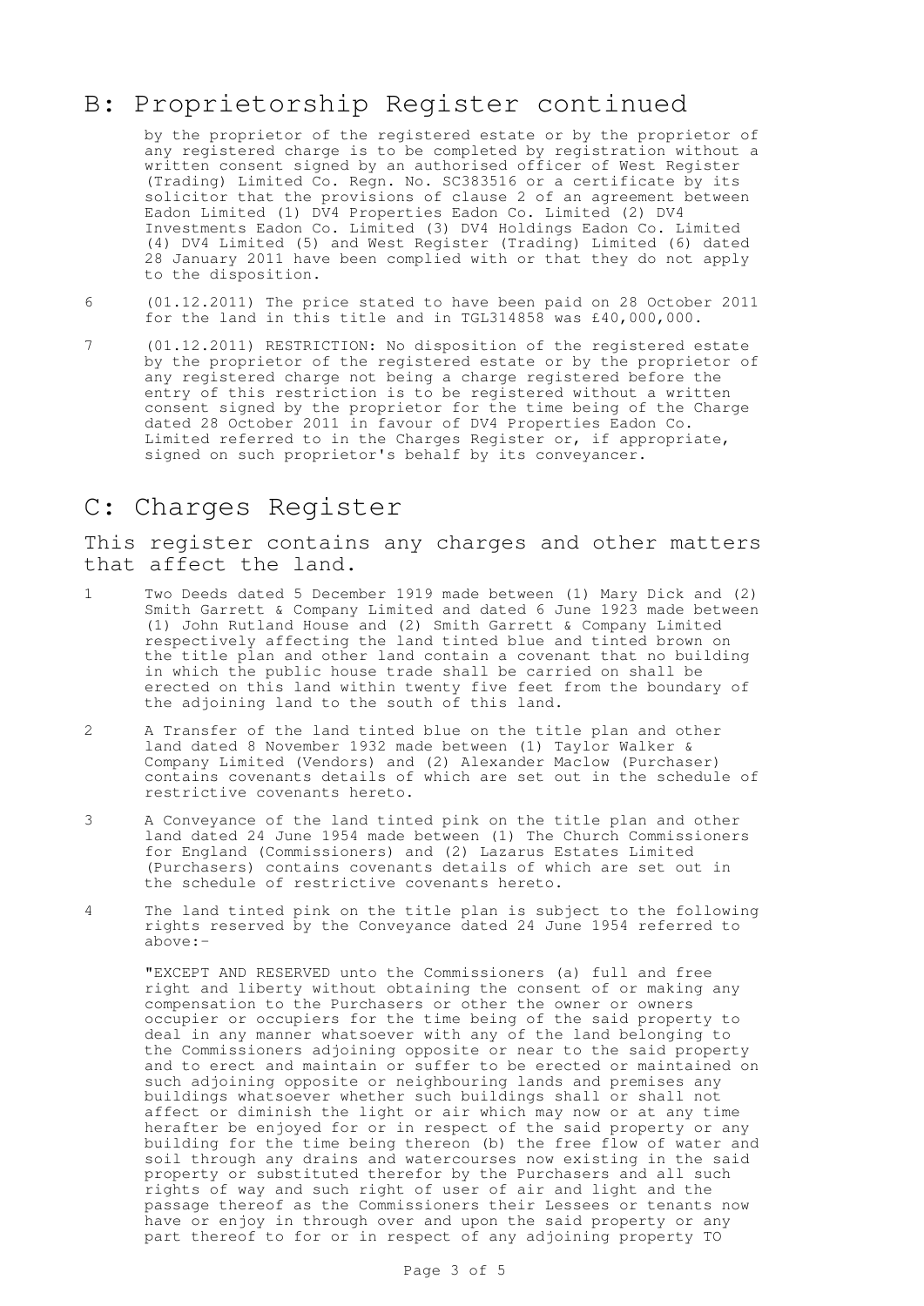## B: Proprietorship Register continued

by the proprietor of the registered estate or by the proprietor of any registered charge is to be completed by registration without a written consent signed by an authorised officer of West Register (Trading) Limited Co. Regn. No. SC383516 or a certificate by its solicitor that the provisions of clause 2 of an agreement between Eadon Limited (1) DV4 Properties Eadon Co. Limited (2) DV4 Investments Eadon Co. Limited (3) DV4 Holdings Eadon Co. Limited (4) DV4 Limited (5) and West Register (Trading) Limited (6) dated 28 January 2011 have been complied with or that they do not apply to the disposition.

6 (01.12.2011) The price stated to have been paid on 28 October 2011 for the land in this title and in TGL314858 was £40,000,000.

7 (01.12.2011) RESTRICTION: No disposition of the registered estate by the proprietor of the registered estate or by the proprietor of any registered charge not being a charge registered before the entry of this restriction is to be registered without a written consent signed by the proprietor for the time being of the Charge dated 28 October 2011 in favour of DV4 Properties Eadon Co. Limited referred to in the Charges Register or, if appropriate, signed on such proprietor's behalf by its conveyancer.

## C: Charges Register

### This register contains any charges and other matters that affect the land.

1 Two Deeds dated 5 December 1919 made between (1) Mary Dick and (2) Smith Garrett & Company Limited and dated 6 June 1923 made between (1) John Rutland House and (2) Smith Garrett & Company Limited respectively affecting the land tinted blue and tinted brown on the title plan and other land contain a covenant that no building in which the public house trade shall be carried on shall be erected on this land within twenty five feet from the boundary of the adjoining land to the south of this land.

2 A Transfer of the land tinted blue on the title plan and other land dated 8 November 1932 made between (1) Taylor Walker & Company Limited (Vendors) and (2) Alexander Maclow (Purchaser) contains covenants details of which are set out in the schedule of restrictive covenants hereto.

3 A Conveyance of the land tinted pink on the title plan and other land dated 24 June 1954 made between (1) The Church Commissioners for England (Commissioners) and (2) Lazarus Estates Limited (Purchasers) contains covenants details of which are set out in the schedule of restrictive covenants hereto.

4 The land tinted pink on the title plan is subject to the following rights reserved by the Conveyance dated 24 June 1954 referred to above:-

"EXCEPT AND RESERVED unto the Commissioners (a) full and free right and liberty without obtaining the consent of or making any compensation to the Purchasers or other the owner or owners occupier or occupiers for the time being of the said property to deal in any manner whatsoever with any of the land belonging to the Commissioners adjoining opposite or near to the said property and to erect and maintain or suffer to be erected or maintained on such adjoining opposite or neighbouring lands and premises any buildings whatsoever whether such buildings shall or shall not affect or diminish the light or air which may now or at any time herafter be enjoyed for or in respect of the said property or any building for the time being thereon (b) the free flow of water and soil through any drains and watercourses now existing in the said property or substituted therefor by the Purchasers and all such rights of way and such right of user of air and light and the passage thereof as the Commissioners their Lessees or tenants now have or enjoy in through over and upon the said property or any part thereof to for or in respect of any adjoining property TO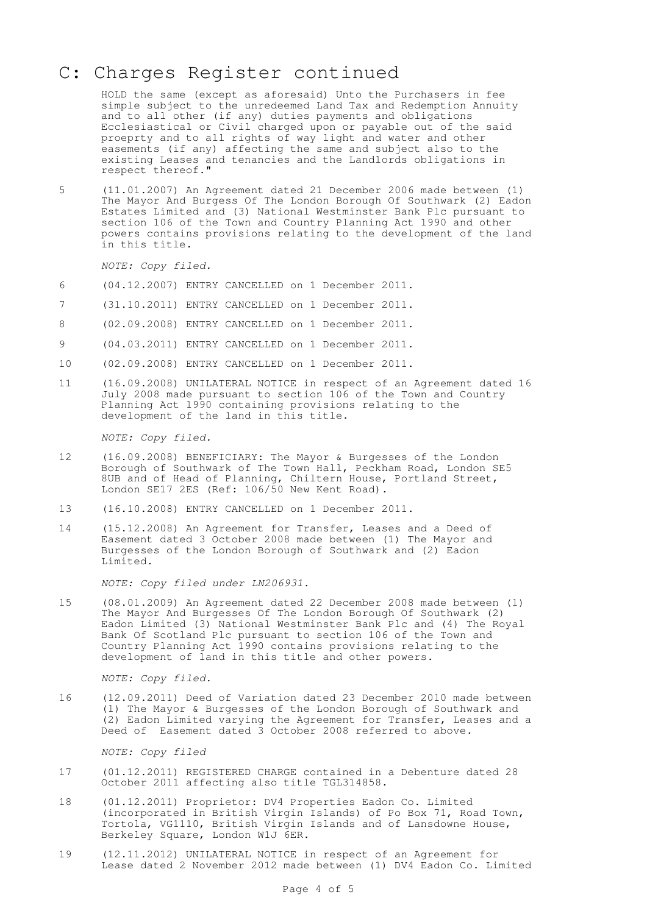# C: Charges Register continued

HOLD the same (except as aforesaid) Unto the Purchasers in fee simple subject to the unredeemed Land Tax and Redemption Annuity and to all other (if any) duties payments and obligations Ecclesiastical or Civil charged upon or payable out of the said proeprty and to all rights of way light and water and other easements (if any) affecting the same and subject also to the existing Leases and tenancies and the Landlords obligations in respect thereof."

5 (11.01.2007) An Agreement dated 21 December 2006 made between (1) The Mayor And Burgess Of The London Borough Of Southwark (2) Eadon Estates Limited and (3) National Westminster Bank Plc pursuant to section 106 of the Town and Country Planning Act 1990 and other powers contains provisions relating to the development of the land in this title.

*NOTE: Copy filed.*

6 (04.12.2007) ENTRY CANCELLED on 1 December 2011.

7 (31.10.2011) ENTRY CANCELLED on 1 December 2011.

8 (02.09.2008) ENTRY CANCELLED on 1 December 2011.

9 (04.03.2011) ENTRY CANCELLED on 1 December 2011.

10 (02.09.2008) ENTRY CANCELLED on 1 December 2011.

11 (16.09.2008) UNILATERAL NOTICE in respect of an Agreement dated 16 July 2008 made pursuant to section 106 of the Town and Country Planning Act 1990 containing provisions relating to the development of the land in this title.

*NOTE: Copy filed.*

12 (16.09.2008) BENEFICIARY: The Mayor & Burgesses of the London Borough of Southwark of The Town Hall, Peckham Road, London SE5 8UB and of Head of Planning, Chiltern House, Portland Street, London SE17 2ES (Ref: 106/50 New Kent Road).

13 (16.10.2008) ENTRY CANCELLED on 1 December 2011.

14 (15.12.2008) An Agreement for Transfer, Leases and a Deed of Easement dated 3 October 2008 made between (1) The Mayor and Burgesses of the London Borough of Southwark and (2) Eadon Limited.

*NOTE: Copy filed under LN206931.*

15 (08.01.2009) An Agreement dated 22 December 2008 made between (1) The Mayor And Burgesses Of The London Borough Of Southwark (2) Eadon Limited (3) National Westminster Bank Plc and (4) The Royal Bank Of Scotland Plc pursuant to section 106 of the Town and Country Planning Act 1990 contains provisions relating to the development of land in this title and other powers.

*NOTE: Copy filed.*

16 (12.09.2011) Deed of Variation dated 23 December 2010 made between (1) The Mayor & Burgesses of the London Borough of Southwark and (2) Eadon Limited varying the Agreement for Transfer, Leases and a Deed of Easement dated 3 October 2008 referred to above.

*NOTE: Copy filed*

17 (01.12.2011) REGISTERED CHARGE contained in a Debenture dated 28 October 2011 affecting also title TGL314858.

18 (01.12.2011) Proprietor: DV4 Properties Eadon Co. Limited (incorporated in British Virgin Islands) of Po Box 71, Road Town, Tortola, VG1110, British Virgin Islands and of Lansdowne House, Berkeley Square, London W1J 6ER.

19 (12.11.2012) UNILATERAL NOTICE in respect of an Agreement for Lease dated 2 November 2012 made between (1) DV4 Eadon Co. Limited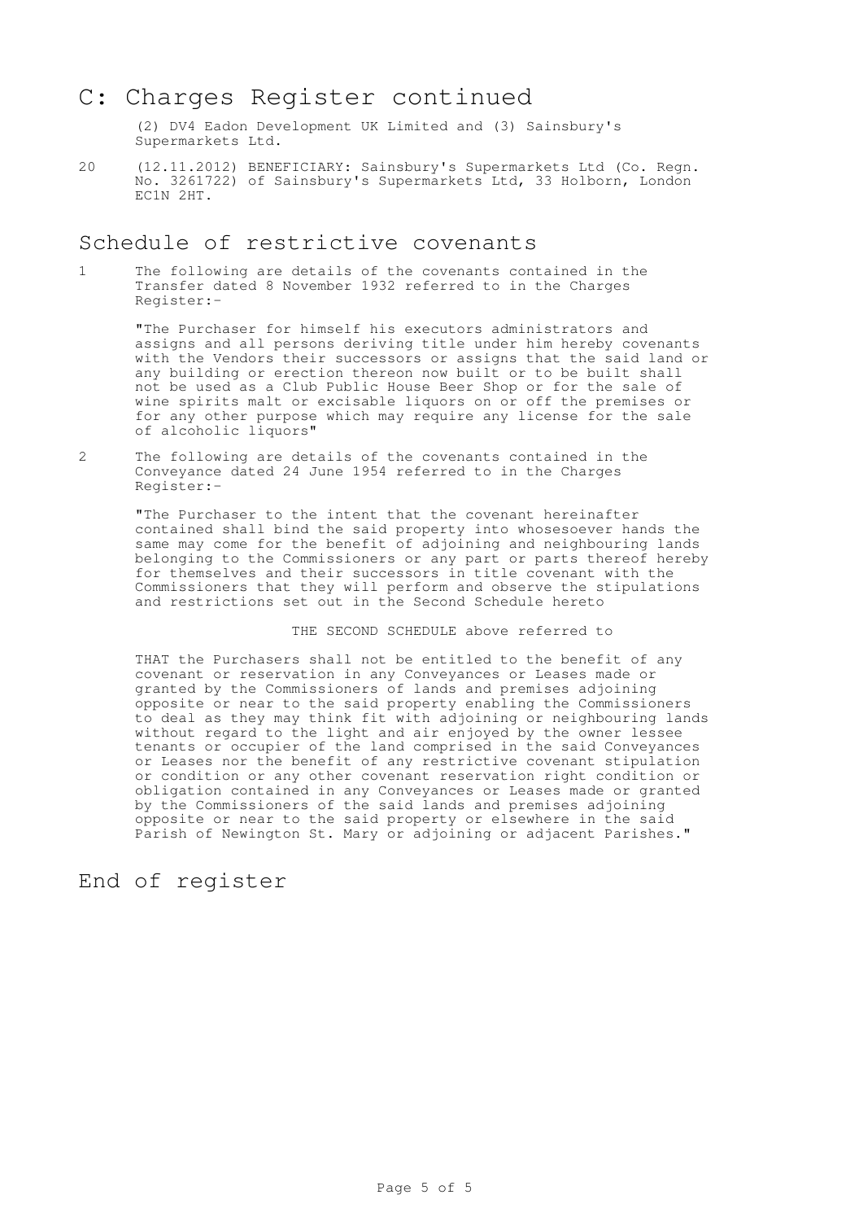# C: Charges Register continued

(2) DV4 Eadon Development UK Limited and (3) Sainsbury's Supermarkets Ltd.

20 (12.11.2012) BENEFICIARY: Sainsbury's Supermarkets Ltd (Co. Regn. No. 3261722) of Sainsbury's Supermarkets Ltd, 33 Holborn, London EC1N 2HT.

## Schedule of restrictive covenants

1 The following are details of the covenants contained in the Transfer dated 8 November 1932 referred to in the Charges Register:-

"The Purchaser for himself his executors administrators and assigns and all persons deriving title under him hereby covenants with the Vendors their successors or assigns that the said land or any building or erection thereon now built or to be built shall not be used as a Club Public House Beer Shop or for the sale of wine spirits malt or excisable liquors on or off the premises or for any other purpose which may require any license for the sale of alcoholic liquors"

2 The following are details of the covenants contained in the Conveyance dated 24 June 1954 referred to in the Charges Register:-

"The Purchaser to the intent that the covenant hereinafter contained shall bind the said property into whosesoever hands the same may come for the benefit of adjoining and neighbouring lands belonging to the Commissioners or any part or parts thereof hereby for themselves and their successors in title covenant with the Commissioners that they will perform and observe the stipulations and restrictions set out in the Second Schedule hereto

THE SECOND SCHEDULE above referred to

THAT the Purchasers shall not be entitled to the benefit of any covenant or reservation in any Conveyances or Leases made or granted by the Commissioners of lands and premises adjoining opposite or near to the said property enabling the Commissioners to deal as they may think fit with adjoining or neighbouring lands without regard to the light and air enjoyed by the owner lessee tenants or occupier of the land comprised in the said Conveyances or Leases nor the benefit of any restrictive covenant stipulation or condition or any other covenant reservation right condition or obligation contained in any Conveyances or Leases made or granted by the Commissioners of the said lands and premises adjoining opposite or near to the said property or elsewhere in the said Parish of Newington St. Mary or adjoining or adjacent Parishes."

# End of register